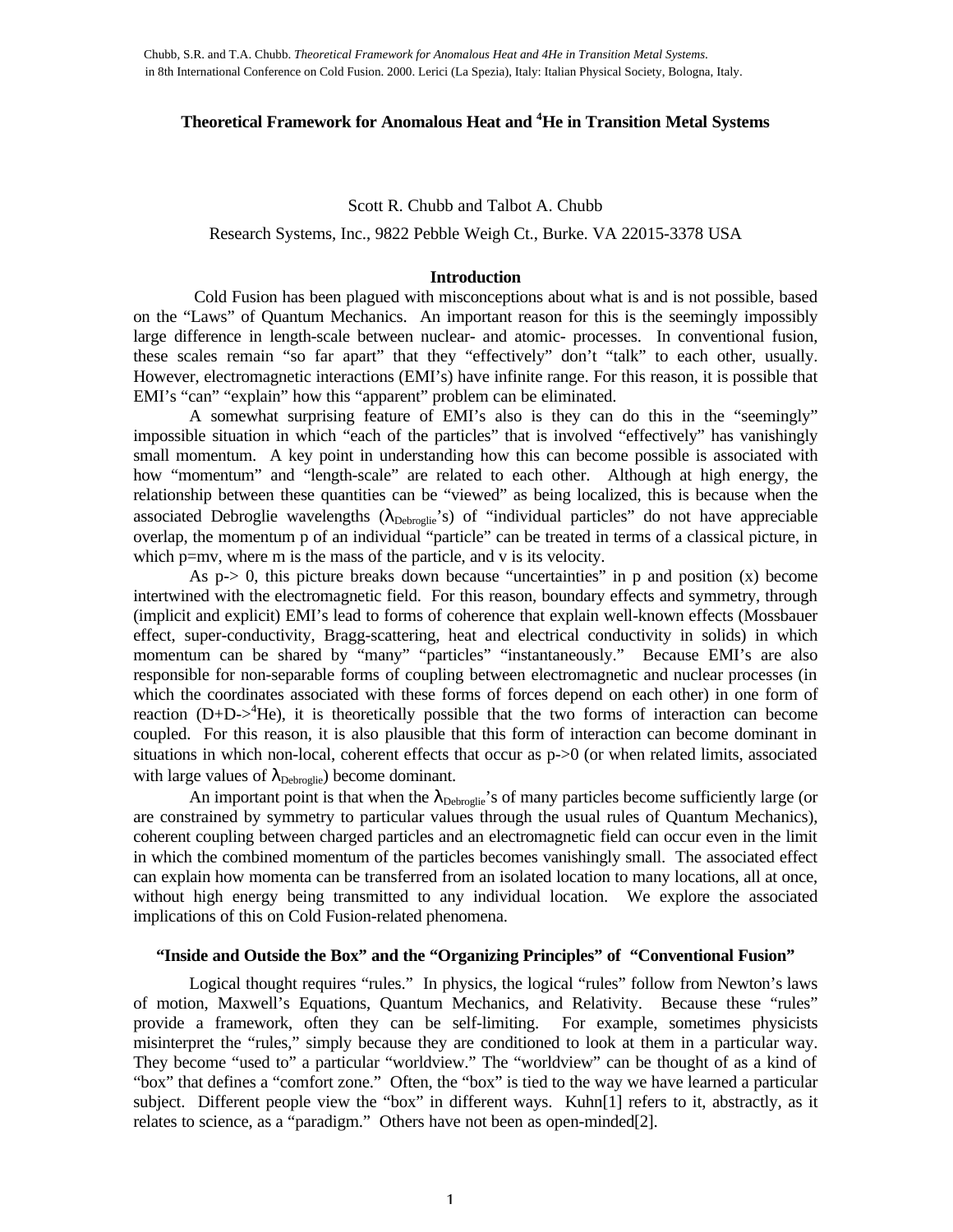Chubb, S.R. and T.A. Chubb. *Theoretical Framework for Anomalous Heat and 4He in Transition Metal Systems.* in 8th International Conference on Cold Fusion. 2000. Lerici (La Spezia), Italy: Italian Physical Society, Bologna, Italy.

# Theoretical Framework for Anomalous Heat and $^4$He in Transition Metal Systems

Scott R. Chubb and Talbot A. Chubb

Research Systems, Inc., 9822 Pebble Weigh Ct., Burke. VA 22015-3378 USA

## Introduction

Cold Fusion has been plagued with misconceptions about what is and is not possible, based on the "Laws" of Quantum Mechanics. An important reason for this is the seemingly impossibly large difference in length-scale between nuclear- and atomic- processes. In conventional fusion, these scales remain "so far apart" that they "effectively" don't "talk" to each other, usually. However, electromagnetic interactions (EMI's) have infinite range. For this reason, it is possible that EMI's "can" "explain" how this "apparent" problem can be eliminated.

A somewhat surprising feature of EMI's also is they can do this in the "seemingly" impossible situation in which "each of the particles" that is involved "effectively" has vanishingly small momentum. A key point in understanding how this can become possible is associated with how "momentum" and "length-scale" are related to each other. Although at high energy, the relationship between these quantities can be "viewed" as being localized, this is because when the associated Debroglie wavelengths ($\lambda_{Debroglie}$'s) of "individual particles" do not have appreciable overlap, the momentum p of an individual "particle" can be treated in terms of a classical picture, in which p=mv, where m is the mass of the particle, and v is its velocity.

As p-> 0, this picture breaks down because "uncertainties" in p and position (x) become intertwined with the electromagnetic field. For this reason, boundary effects and symmetry, through (implicit and explicit) EMI's lead to forms of coherence that explain well-known effects (Mossbauer effect, super-conductivity, Bragg-scattering, heat and electrical conductivity in solids) in which momentum can be shared by "many" "particles" "instantaneously." Because EMI's are also responsible for non-separable forms of coupling between electromagnetic and nuclear processes (in which the coordinates associated with these forms of forces depend on each other) in one form of reaction (D+D->$^4$He), it is theoretically possible that the two forms of interaction can become coupled. For this reason, it is also plausible that this form of interaction can become dominant in situations in which non-local, coherent effects that occur as p->0 (or when related limits, associated with large values of $\lambda_{Debroglie}$) become dominant.

An important point is that when the $\lambda_{Debroglie}$'s of many particles become sufficiently large (or are constrained by symmetry to particular values through the usual rules of Quantum Mechanics), coherent coupling between charged particles and an electromagnetic field can occur even in the limit in which the combined momentum of the particles becomes vanishingly small. The associated effect can explain how momenta can be transferred from an isolated location to many locations, all at once, without high energy being transmitted to any individual location. We explore the associated implications of this on Cold Fusion-related phenomena.

## "Inside and Outside the Box" and the "Organizing Principles" of "Conventional Fusion"

Logical thought requires "rules." In physics, the logical "rules" follow from Newton's laws of motion, Maxwell's Equations, Quantum Mechanics, and Relativity. Because these "rules" provide a framework, often they can be self-limiting. For example, sometimes physicists misinterpret the "rules," simply because they are conditioned to look at them in a particular way. They become "used to" a particular "worldview." The "worldview" can be thought of as a kind of "box" that defines a "comfort zone." Often, the "box" is tied to the way we have learned a particular subject. Different people view the "box" in different ways. Kuhn[1] refers to it, abstractly, as it relates to science, as a "paradigm." Others have not been as open-minded[2].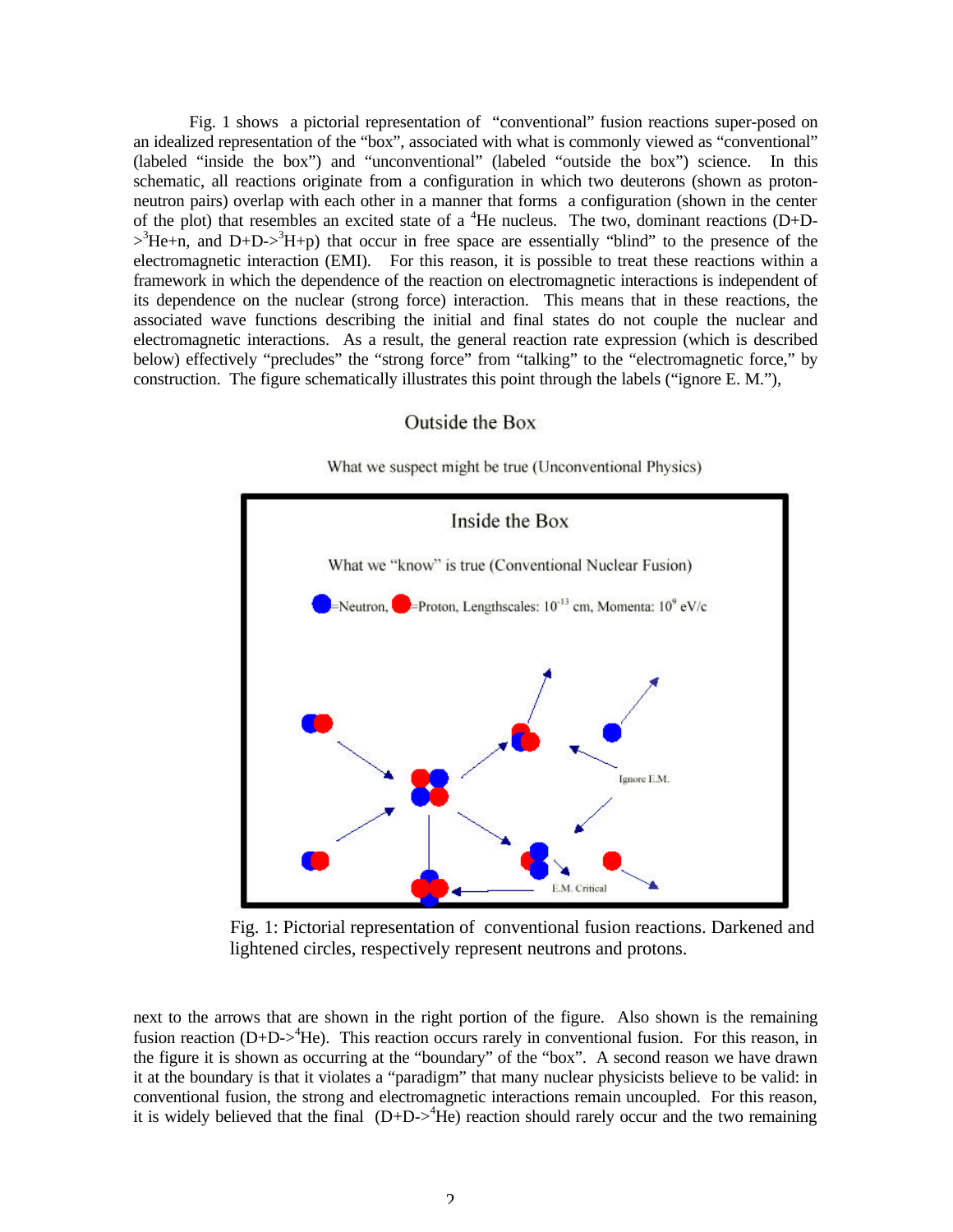Fig. 1 shows a pictorial representation of "conventional" fusion reactions super-posed on an idealized representation of the "box", associated with what is commonly viewed as "conventional" (labeled "inside the box") and "unconventional" (labeled "outside the box") science. In this schematic, all reactions originate from a configuration in which two deuterons (shown as proton-neutron pairs) overlap with each other in a manner that forms a configuration (shown in the center of the plot) that resembles an excited state of a $^4$He nucleus. The two, dominant reactions (D+D->$^3$He+n, and D+D->$^3$H+p) that occur in free space are essentially "blind" to the presence of the electromagnetic interaction (EMI). For this reason, it is possible to treat these reactions within a framework in which the dependence of the reaction on electromagnetic interactions is independent of its dependence on the nuclear (strong force) interaction. This means that in these reactions, the associated wave functions describing the initial and final states do not couple the nuclear and electromagnetic interactions. As a result, the general reaction rate expression (which is described below) effectively "precludes" the "strong force" from "talking" to the "electromagnetic force," by construction. The figure schematically illustrates this point through the labels ("ignore E. M."),

Outside the Box

What we suspect might be true (Unconventional Physics)

Inside the Box

What we "know" is true (Conventional Nuclear Fusion)

=Neutron, =Proton, Lengthscales: $10^{-13}$ cm, Momenta: $10^9$ eV/c

Ignore E.M.

E.M. Critical

Fig. 1: Pictorial representation of conventional fusion reactions. Darkened and lightened circles, respectively represent neutrons and protons.

next to the arrows that are shown in the right portion of the figure. Also shown is the remaining fusion reaction (D+D->$^4$He). This reaction occurs rarely in conventional fusion. For this reason, in the figure it is shown as occurring at the "boundary" of the "box". A second reason we have drawn it at the boundary is that it violates a "paradigm" that many nuclear physicists believe to be valid: in conventional fusion, the strong and electromagnetic interactions remain uncoupled. For this reason, it is widely believed that the final (D+D->$^4$He) reaction should rarely occur and the two remaining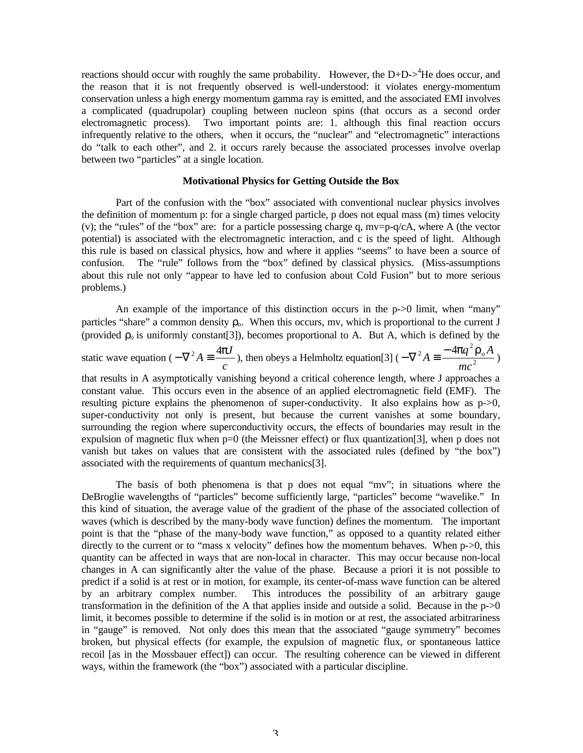reactions should occur with roughly the same probability. However, the D+D->$^4$He does occur, and the reason that it is not frequently observed is well-understood: it violates energy-momentum conservation unless a high energy momentum gamma ray is emitted, and the associated EMI involves a complicated (quadrupolar) coupling between nucleon spins (that occurs as a second order electromagnetic process). Two important points are: 1. although this final reaction occurs infrequently relative to the others, when it occurs, the "nuclear" and "electromagnetic" interactions do "talk to each other", and 2. it occurs rarely because the associated processes involve overlap between two "particles" at a single location.

**Motivational Physics for Getting Outside the Box**

Part of the confusion with the "box" associated with conventional nuclear physics involves the definition of momentum p: for a single charged particle, p does not equal mass (m) times velocity (v); the "rules" of the "box" are: for a particle possessing charge q, mv=p-q/cA, where A (the vector potential) is associated with the electromagnetic interaction, and c is the speed of light. Although this rule is based on classical physics, how and where it applies "seems" to have been a source of confusion. The "rule" follows from the "box" defined by classical physics. (Miss-assumptions about this rule not only "appear to have led to confusion about Cold Fusion" but to more serious problems.)

An example of the importance of this distinction occurs in the p->0 limit, when "many" particles "share" a common density $\rho_o$. When this occurs, mv, which is proportional to the current J (provided $\rho_o$ is uniformly constant[3]), becomes proportional to A. But A, which is defined by the static wave equation ( $-\nabla^2 A \equiv \frac{4\pi J}{c}$ ), then obeys a Helmholtz equation[3] ( $-\nabla^2 A \equiv \frac{-4\pi q^2 \rho_o A}{mc^2}$ ) that results in A asymptotically vanishing beyond a critical coherence length, where J approaches a constant value. This occurs even in the absence of an applied electromagnetic field (EMF). The resulting picture explains the phenomenon of super-conductivity. It also explains how as p->0, super-conductivity not only is present, but because the current vanishes at some boundary, surrounding the region where superconductivity occurs, the effects of boundaries may result in the expulsion of magnetic flux when p=0 (the Meissner effect) or flux quantization[3], when p does not vanish but takes on values that are consistent with the associated rules (defined by "the box") associated with the requirements of quantum mechanics[3].

The basis of both phenomena is that p does not equal "mv"; in situations where the DeBroglie wavelengths of "particles" become sufficiently large, "particles" become "wavelike." In this kind of situation, the average value of the gradient of the phase of the associated collection of waves (which is described by the many-body wave function) defines the momentum. The important point is that the "phase of the many-body wave function," as opposed to a quantity related either directly to the current or to "mass x velocity" defines how the momentum behaves. When p->0, this quantity can be affected in ways that are non-local in character. This may occur because non-local changes in A can significantly alter the value of the phase. Because a priori it is not possible to predict if a solid is at rest or in motion, for example, its center-of-mass wave function can be altered by an arbitrary complex number. This introduces the possibility of an arbitrary gauge transformation in the definition of the A that applies inside and outside a solid. Because in the p->0 limit, it becomes possible to determine if the solid is in motion or at rest, the associated arbitrariness in "gauge" is removed. Not only does this mean that the associated "gauge symmetry" becomes broken, but physical effects (for example, the expulsion of magnetic flux, or spontaneous lattice recoil [as in the Mossbauer effect]) can occur. The resulting coherence can be viewed in different ways, within the framework (the "box") associated with a particular discipline.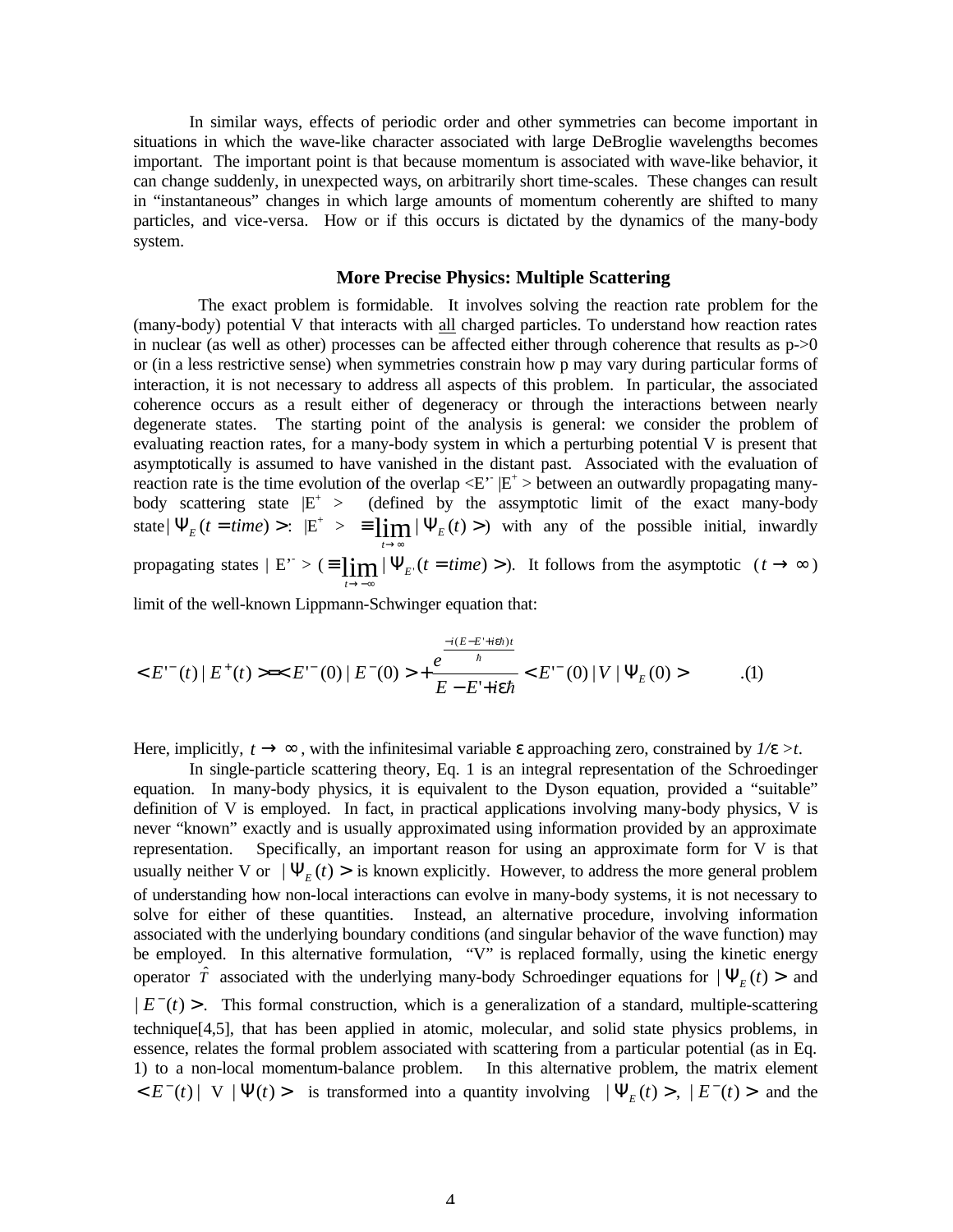In similar ways, effects of periodic order and other symmetries can become important in situations in which the wave-like character associated with large DeBroglie wavelengths becomes important. The important point is that because momentum is associated with wave-like behavior, it can change suddenly, in unexpected ways, on arbitrarily short time-scales. These changes can result in "instantaneous" changes in which large amounts of momentum coherently are shifted to many particles, and vice-versa. How or if this occurs is dictated by the dynamics of the many-body system.

### More Precise Physics: Multiple Scattering

The exact problem is formidable. It involves solving the reaction rate problem for the (many-body) potential V that interacts with all charged particles. To understand how reaction rates in nuclear (as well as other) processes can be affected either through coherence that results as p->0 or (in a less restrictive sense) when symmetries constrain how p may vary during particular forms of interaction, it is not necessary to address all aspects of this problem. In particular, the associated coherence occurs as a result either of degeneracy or through the interactions between nearly degenerate states. The starting point of the analysis is general: we consider the problem of evaluating reaction rates, for a many-body system in which a perturbing potential V is present that asymptotically is assumed to have vanished in the distant past. Associated with the evaluation of reaction rate is the time evolution of the overlap $<E'^- | E^+>$ between an outwardly propagating many-body scattering state $|E^+>$ (defined by the assymptotic limit of the exact many-body state $|\Psi_E(t = time)>$: $|E^+> \equiv \lim_{t\to\infty} |\Psi_E(t)>$) with any of the possible initial, inwardly propagating states $|E'^->$ ($\equiv \lim_{t\to-\infty} |\Psi_{E'}(t = time)>$). It follows from the asymptotic $(t \to \infty)$ limit of the well-known Lippmann-Schwinger equation that:

$$<E'^-(t) | E^+(t)> = <E'^-(0) | E^-(0)> + \frac{e^{\frac{-i(E-E'+i\varepsilon\hbar)t}{\hbar}}}{E - E' + i\varepsilon\hbar} <E'^-(0) | V | \Psi_E(0)> \qquad .(1)$$

Here, implicitly, $t \to \infty$, with the infinitesimal variable $\varepsilon$ approaching zero, constrained by $1/\varepsilon > t$.

In single-particle scattering theory, Eq. 1 is an integral representation of the Schroedinger equation. In many-body physics, it is equivalent to the Dyson equation, provided a "suitable" definition of V is employed. In fact, in practical applications involving many-body physics, V is never "known" exactly and is usually approximated using information provided by an approximate representation. Specifically, an important reason for using an approximate form for V is that usually neither V or $|\Psi_E(t)>$ is known explicitly. However, to address the more general problem of understanding how non-local interactions can evolve in many-body systems, it is not necessary to solve for either of these quantities. Instead, an alternative procedure, involving information associated with the underlying boundary conditions (and singular behavior of the wave function) may be employed. In this alternative formulation, "V" is replaced formally, using the kinetic energy operator $\hat{T}$ associated with the underlying many-body Schroedinger equations for $|\Psi_E(t)>$ and $|E^-(t)>$. This formal construction, which is a generalization of a standard, multiple-scattering technique[4,5], that has been applied in atomic, molecular, and solid state physics problems, in essence, relates the formal problem associated with scattering from a particular potential (as in Eq. 1) to a non-local momentum-balance problem. In this alternative problem, the matrix element $<E^-(t)| \; V \; |\Psi(t)>$ is transformed into a quantity involving $|\Psi_E(t)>$, $|E^-(t)>$ and the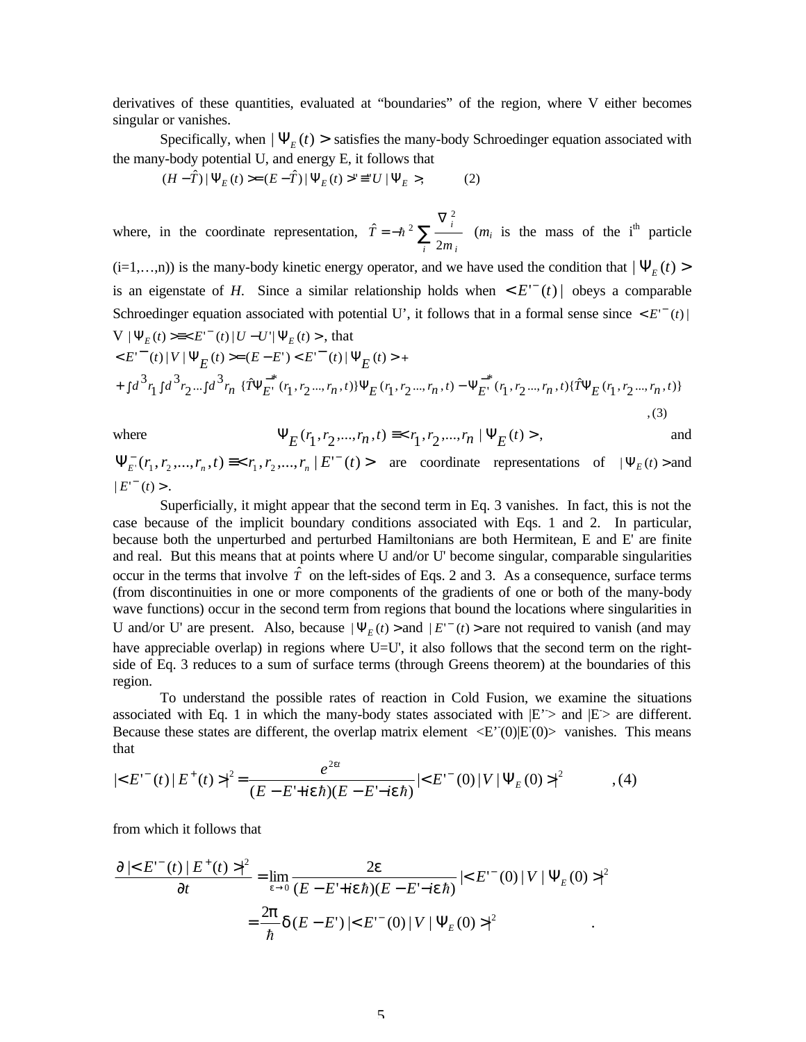derivatives of these quantities, evaluated at "boundaries" of the region, where V either becomes singular or vanishes.

Specifically, when $|\Psi_E(t)>$ satisfies the many-body Schroedinger equation associated with the many-body potential U, and energy E, it follows that

$$(H-\hat{T})|\Psi_E(t)>=(E-\hat{T})|\Psi_E(t)>'\equiv' U|\Psi_E>, \qquad (2)$$

where, in the coordinate representation, $\hat{T}=-\hbar^2\sum_i \frac{\nabla_i^2}{2m_i}$ ($m_i$ is the mass of the $i^{th}$ particle (i=1,…,n)) is the many-body kinetic energy operator, and we have used the condition that $|\Psi_E(t)>$ is an eigenstate of *H*. Since a similar relationship holds when $<E'^-(t)|$ obeys a comparable Schroedinger equation associated with potential U', it follows that in a formal sense since $<E'^-(t)|$ V $|\Psi_E(t)>\equiv<E'^-(t)|U-U'|\Psi_E(t)>$, that

$$<E'^-(t)|V|\Psi_E(t)>=(E-E')<E'^-(t)|\Psi_E(t)>+$$
$$+\int d^3r_1\int d^3r_2...\int d^3r_n\ \{\hat{T}\Psi_{E'}^{-*}(r_1,r_2...,r_n,t)\}\Psi_E(r_1,r_2...,r_n,t)-\Psi_{E'}^{-*}(r_1,r_2...,r_n,t)\{\hat{T}\Psi_E(r_1,r_2...,r_n,t)\}$$

,(3)

where $\Psi_E(r_1,r_2,...,r_n,t)\equiv<r_1,r_2,...,r_n|\Psi_E(t)>$, and $\Psi_{E'}^-(r_1,r_2,...,r_n,t)\equiv<r_1,r_2,...,r_n|E'^-(t)>$ are coordinate representations of $|\Psi_E(t)>$ and $|E'^-(t)>$.

Superficially, it might appear that the second term in Eq. 3 vanishes. In fact, this is not the case because of the implicit boundary conditions associated with Eqs. 1 and 2. In particular, because both the unperturbed and perturbed Hamiltonians are both Hermitean, E and E' are finite and real. But this means that at points where U and/or U' become singular, comparable singularities occur in the terms that involve $\hat{T}$ on the left-sides of Eqs. 2 and 3. As a consequence, surface terms (from discontinuities in one or more components of the gradients of one or both of the many-body wave functions) occur in the second term from regions that bound the locations where singularities in U and/or U' are present. Also, because $|\Psi_E(t)>$ and $|E'^-(t)>$ are not required to vanish (and may have appreciable overlap) in regions where U=U', it also follows that the second term on the right-side of Eq. 3 reduces to a sum of surface terms (through Greens theorem) at the boundaries of this region.

To understand the possible rates of reaction in Cold Fusion, we examine the situations associated with Eq. 1 in which the many-body states associated with $|E'^->$ and $|E^->$ are different. Because these states are different, the overlap matrix element $<E'^-(0)|E^-(0)>$ vanishes. This means that

$$|<E'^-(t)|E^+(t)>|^2=\frac{e^{2\varepsilon t}}{(E-E'+i\varepsilon\hbar)(E-E'-i\varepsilon\hbar)}|<E'^-(0)|V|\Psi_E(0)>|^2 \qquad ,(4)$$

from which it follows that

$$\frac{\partial|<E'^-(t)|E^+(t)>|^2}{\partial t}=\lim_{\varepsilon\to 0}\frac{2\varepsilon}{(E-E'+i\varepsilon\hbar)(E-E'-i\varepsilon\hbar)}|<E'^-(0)|V|\Psi_E(0)>|^2$$
$$=\frac{2\pi}{\hbar}\delta(E-E')|<E'^-(0)|V|\Psi_E(0)>|^2 \qquad .$$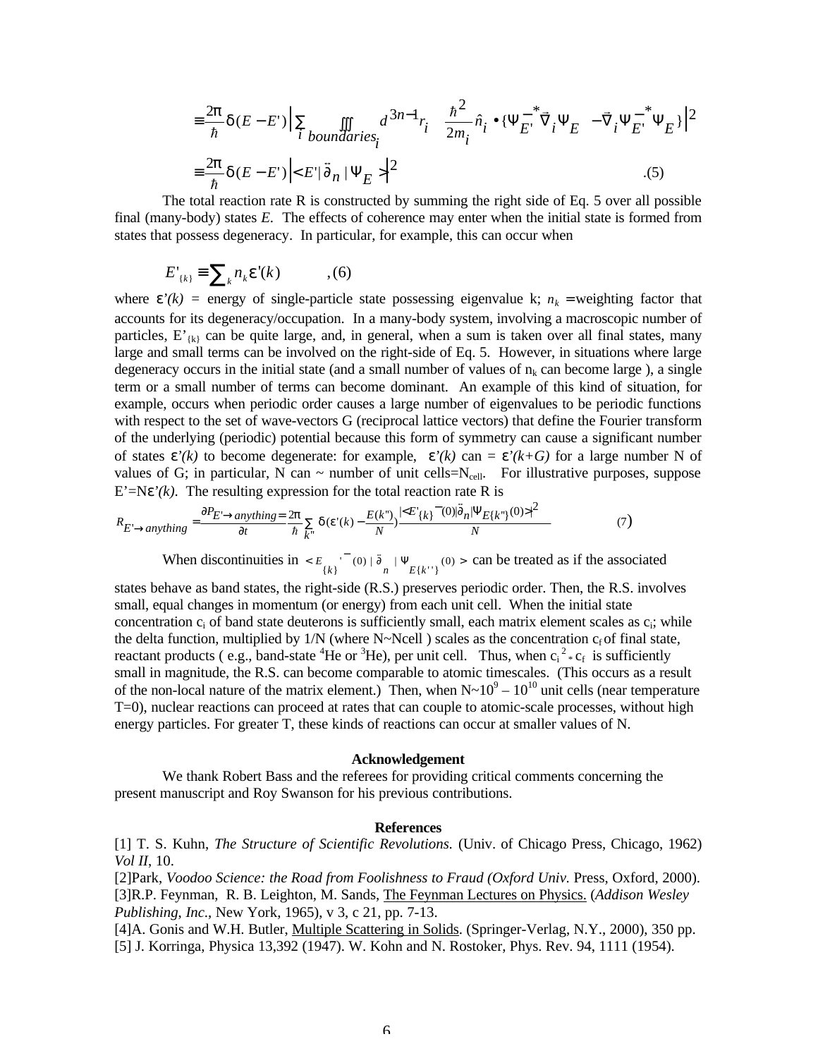$$\equiv \frac{2\pi}{\hbar}\delta(E-E')\left|\sum_i \iiint_{boundaries_i} d^{3n-1}r_i \frac{\hbar^2}{2m_i}\hat{n}_i \bullet \{\Psi_{E'}^{-*}\vec{\nabla}_i\Psi_E - \vec{\nabla}_i\Psi_{E'}^{-*}\Psi_E\}\right|^2$$

$$\equiv \frac{2\pi}{\hbar}\delta(E-E')\left|<E'|\ddot{\partial}_n|\Psi_E>\right|^2 \qquad .(5)$$

The total reaction rate R is constructed by summing the right side of Eq. 5 over all possible final (many-body) states *E*. The effects of coherence may enter when the initial state is formed from states that possess degeneracy. In particular, for example, this can occur when

$$E'_{\{k\}} \equiv \sum_k n_k \varepsilon'(k) \qquad ,(6)$$

where $\varepsilon'(k)$ = energy of single-particle state possessing eigenvalue k; $n_k$ = weighting factor that accounts for its degeneracy/occupation. In a many-body system, involving a macroscopic number of particles, $E'_{\{k\}}$ can be quite large, and, in general, when a sum is taken over all final states, many large and small terms can be involved on the right-side of Eq. 5. However, in situations where large degeneracy occurs in the initial state (and a small number of values of $n_k$ can become large ), a single term or a small number of terms can become dominant. An example of this kind of situation, for example, occurs when periodic order causes a large number of eigenvalues to be periodic functions with respect to the set of wave-vectors G (reciprocal lattice vectors) that define the Fourier transform of the underlying (periodic) potential because this form of symmetry can cause a significant number of states $\varepsilon'(k)$ to become degenerate: for example, $\varepsilon'(k)$ can = $\varepsilon'(k+G)$ for a large number N of values of G; in particular, N can ~ number of unit cells=$N_{cell}$. For illustrative purposes, suppose $E'=N\varepsilon'(k)$. The resulting expression for the total reaction rate R is

$$R_{E'\rightarrow anything} = \frac{\partial P_{E'\rightarrow anything}}{\partial t} = \frac{2\pi}{\hbar}\sum_{k''}\delta(\varepsilon'(k) - \frac{E(k'')}{N})\frac{|<E'_{\{k\}}{}^{-}(0)|\ddot{\partial}_n|\Psi_{E\{k''\}}(0)>|^2}{N} \qquad (7)$$

When discontinuities in $<E_{\{k\}}{}'^{-}(0)|\ddot{\partial}_n|\Psi_{E\{k''\}}(0)>$ can be treated as if the associated states behave as band states, the right-side (R.S.) preserves periodic order. Then, the R.S. involves small, equal changes in momentum (or energy) from each unit cell. When the initial state concentration $c_i$ of band state deuterons is sufficiently small, each matrix element scales as $c_i$; while the delta function, multiplied by 1/N (where N~Ncell ) scales as the concentration $c_f$ of final state, reactant products ( e.g., band-state $^4$He or $^3$He), per unit cell. Thus, when $c_i{}^2 * c_f$ is sufficiently small in magnitude, the R.S. can become comparable to atomic timescales. (This occurs as a result of the non-local nature of the matrix element.) Then, when $N \sim 10^9 - 10^{10}$ unit cells (near temperature T=0), nuclear reactions can proceed at rates that can couple to atomic-scale processes, without high energy particles. For greater T, these kinds of reactions can occur at smaller values of N.

## Acknowledgement

We thank Robert Bass and the referees for providing critical comments concerning the present manuscript and Roy Swanson for his previous contributions.

## References

[1] T. S. Kuhn, *The Structure of Scientific Revolutions.* (Univ. of Chicago Press, Chicago, 1962) *Vol II*, 10.

[2]Park, *Voodoo Science: the Road from Foolishness to Fraud (Oxford Univ.* Press, Oxford, 2000).

[3]R.P. Feynman, R. B. Leighton, M. Sands, The Feynman Lectures on Physics. (*Addison Wesley Publishing, Inc*., New York, 1965), v 3, c 21, pp. 7-13.

[4]A. Gonis and W.H. Butler, Multiple Scattering in Solids. (Springer-Verlag, N.Y., 2000), 350 pp.

[5] J. Korringa, Physica 13,392 (1947). W. Kohn and N. Rostoker, Phys. Rev. 94, 1111 (1954).